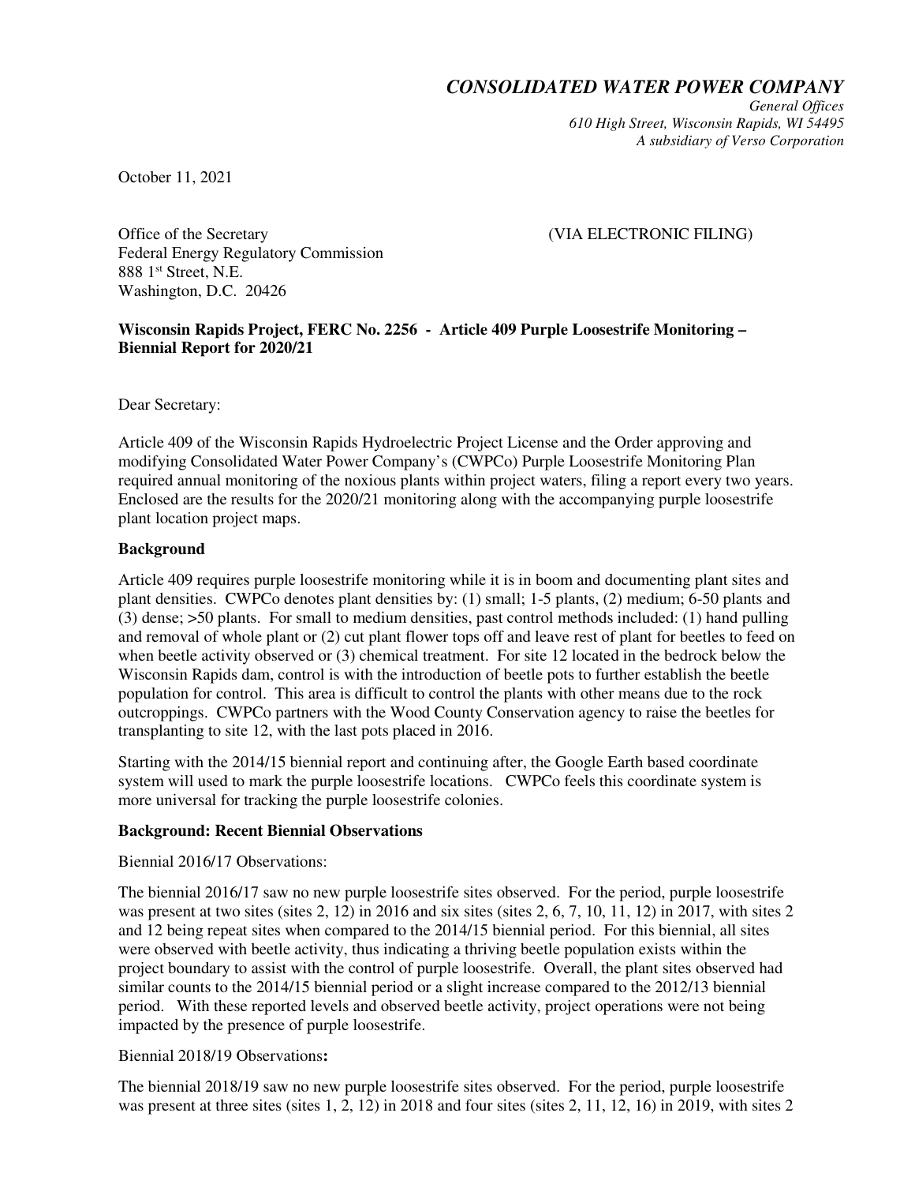# *CONSOLIDATED WATER POWER COMPANY*

*General Offices*
*610 High Street, Wisconsin Rapids, WI 54495*
*A subsidiary of Verso Corporation*

October 11, 2021

Office of the Secretary (VIA ELECTRONIC FILING)
Federal Energy Regulatory Commission
888 1st Street, N.E.
Washington, D.C. 20426

**Wisconsin Rapids Project, FERC No. 2256 - Article 409 Purple Loosestrife Monitoring – Biennial Report for 2020/21**

Dear Secretary:

Article 409 of the Wisconsin Rapids Hydroelectric Project License and the Order approving and modifying Consolidated Water Power Company's (CWPCo) Purple Loosestrife Monitoring Plan required annual monitoring of the noxious plants within project waters, filing a report every two years. Enclosed are the results for the 2020/21 monitoring along with the accompanying purple loosestrife plant location project maps.

**Background**

Article 409 requires purple loosestrife monitoring while it is in boom and documenting plant sites and plant densities. CWPCo denotes plant densities by: (1) small; 1-5 plants, (2) medium; 6-50 plants and (3) dense; >50 plants. For small to medium densities, past control methods included: (1) hand pulling and removal of whole plant or (2) cut plant flower tops off and leave rest of plant for beetles to feed on when beetle activity observed or (3) chemical treatment. For site 12 located in the bedrock below the Wisconsin Rapids dam, control is with the introduction of beetle pots to further establish the beetle population for control. This area is difficult to control the plants with other means due to the rock outcroppings. CWPCo partners with the Wood County Conservation agency to raise the beetles for transplanting to site 12, with the last pots placed in 2016.

Starting with the 2014/15 biennial report and continuing after, the Google Earth based coordinate system will used to mark the purple loosestrife locations. CWPCo feels this coordinate system is more universal for tracking the purple loosestrife colonies.

**Background: Recent Biennial Observations**

Biennial 2016/17 Observations:

The biennial 2016/17 saw no new purple loosestrife sites observed. For the period, purple loosestrife was present at two sites (sites 2, 12) in 2016 and six sites (sites 2, 6, 7, 10, 11, 12) in 2017, with sites 2 and 12 being repeat sites when compared to the 2014/15 biennial period. For this biennial, all sites were observed with beetle activity, thus indicating a thriving beetle population exists within the project boundary to assist with the control of purple loosestrife. Overall, the plant sites observed had similar counts to the 2014/15 biennial period or a slight increase compared to the 2012/13 biennial period. With these reported levels and observed beetle activity, project operations were not being impacted by the presence of purple loosestrife.

Biennial 2018/19 Observations**:**

The biennial 2018/19 saw no new purple loosestrife sites observed. For the period, purple loosestrife was present at three sites (sites 1, 2, 12) in 2018 and four sites (sites 2, 11, 12, 16) in 2019, with sites 2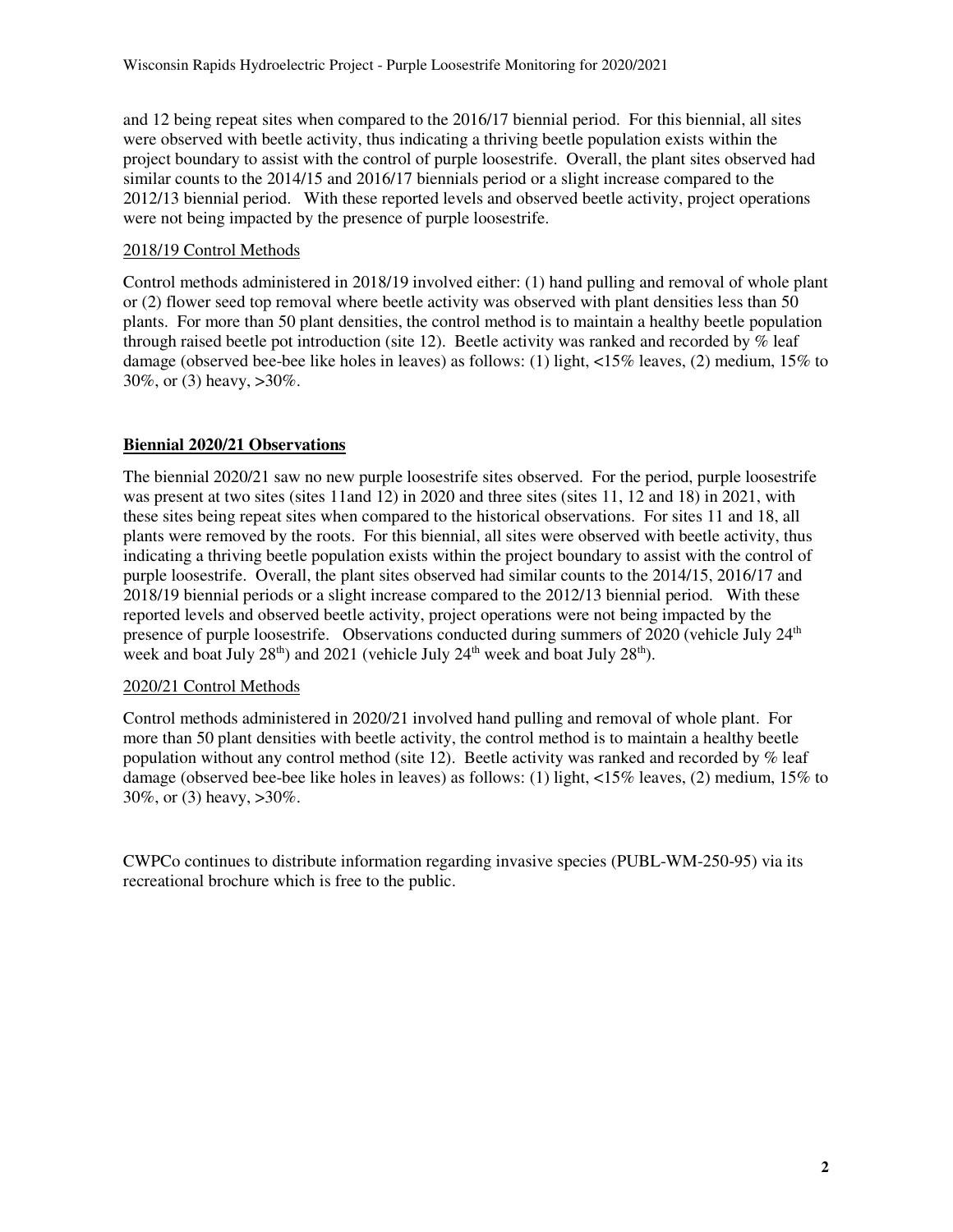and 12 being repeat sites when compared to the 2016/17 biennial period. For this biennial, all sites were observed with beetle activity, thus indicating a thriving beetle population exists within the project boundary to assist with the control of purple loosestrife. Overall, the plant sites observed had similar counts to the 2014/15 and 2016/17 biennials period or a slight increase compared to the 2012/13 biennial period. With these reported levels and observed beetle activity, project operations were not being impacted by the presence of purple loosestrife.

2018/19 Control Methods

Control methods administered in 2018/19 involved either: (1) hand pulling and removal of whole plant or (2) flower seed top removal where beetle activity was observed with plant densities less than 50 plants. For more than 50 plant densities, the control method is to maintain a healthy beetle population through raised beetle pot introduction (site 12). Beetle activity was ranked and recorded by % leaf damage (observed bee-bee like holes in leaves) as follows: (1) light, <15% leaves, (2) medium, 15% to 30%, or (3) heavy, >30%.

## Biennial 2020/21 Observations

The biennial 2020/21 saw no new purple loosestrife sites observed. For the period, purple loosestrife was present at two sites (sites 11and 12) in 2020 and three sites (sites 11, 12 and 18) in 2021, with these sites being repeat sites when compared to the historical observations. For sites 11 and 18, all plants were removed by the roots. For this biennial, all sites were observed with beetle activity, thus indicating a thriving beetle population exists within the project boundary to assist with the control of purple loosestrife. Overall, the plant sites observed had similar counts to the 2014/15, 2016/17 and 2018/19 biennial periods or a slight increase compared to the 2012/13 biennial period. With these reported levels and observed beetle activity, project operations were not being impacted by the presence of purple loosestrife. Observations conducted during summers of 2020 (vehicle July 24th week and boat July 28th) and 2021 (vehicle July 24th week and boat July 28th).

2020/21 Control Methods

Control methods administered in 2020/21 involved hand pulling and removal of whole plant. For more than 50 plant densities with beetle activity, the control method is to maintain a healthy beetle population without any control method (site 12). Beetle activity was ranked and recorded by % leaf damage (observed bee-bee like holes in leaves) as follows: (1) light, <15% leaves, (2) medium, 15% to 30%, or (3) heavy, >30%.

CWPCo continues to distribute information regarding invasive species (PUBL-WM-250-95) via its recreational brochure which is free to the public.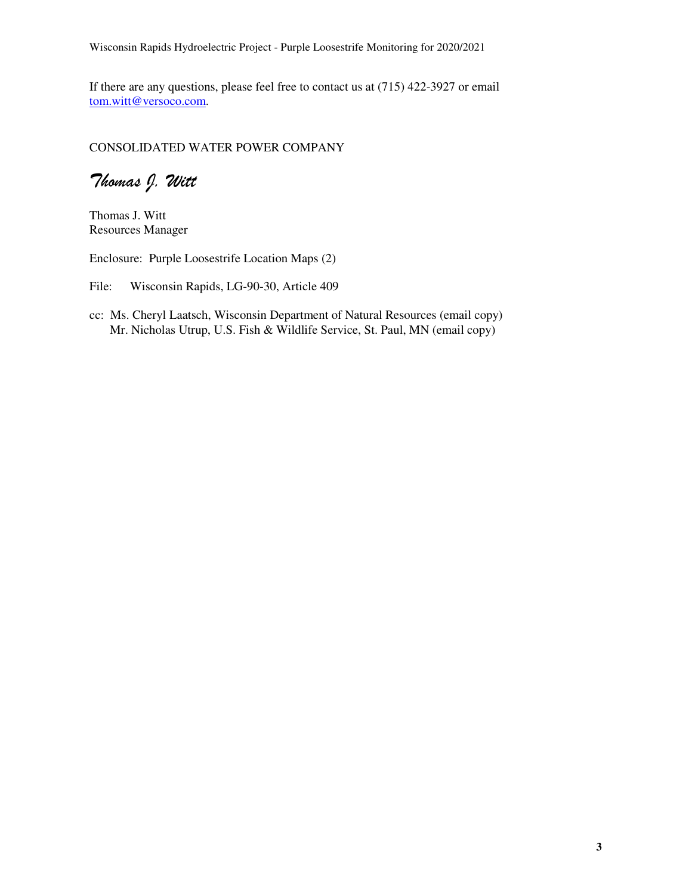If there are any questions, please feel free to contact us at (715) 422-3927 or email tom.witt@versoco.com.

CONSOLIDATED WATER POWER COMPANY

*Thomas J. Witt*

Thomas J. Witt
Resources Manager

Enclosure: Purple Loosestrife Location Maps (2)

File: Wisconsin Rapids, LG-90-30, Article 409

cc: Ms. Cheryl Laatsch, Wisconsin Department of Natural Resources (email copy)
Mr. Nicholas Utrup, U.S. Fish & Wildlife Service, St. Paul, MN (email copy)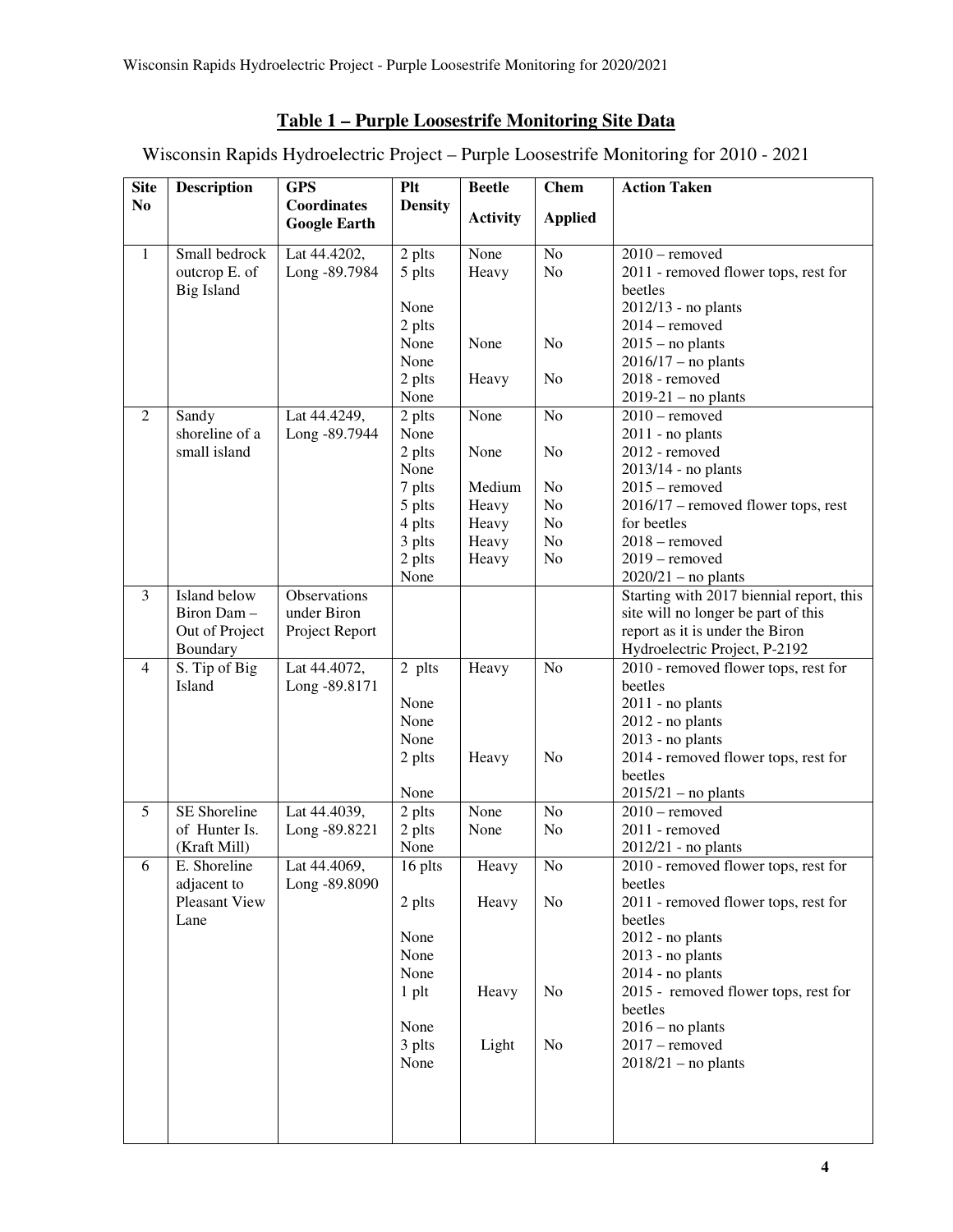## Table 1 – Purple Loosestrife Monitoring Site Data

Wisconsin Rapids Hydroelectric Project – Purple Loosestrife Monitoring for 2010 - 2021

| Site No | Description | GPS Coordinates Google Earth | Plt Density | Beetle Activity | Chem Applied | Action Taken |
|---|---|---|---|---|---|---|
| 1 | Small bedrock outcrop E. of Big Island | Lat 44.4202, Long -89.7984 | 2 plts<br>5 plts<br><br>None<br>2 plts<br>None<br>None<br>2 plts<br>None | None<br>Heavy<br><br><br><br>None<br><br>Heavy | No<br>No<br><br><br><br>No<br><br>No | 2010 – removed<br>2011 - removed flower tops, rest for beetles<br>2012/13 - no plants<br>2014 – removed<br>2015 – no plants<br>2016/17 – no plants<br>2018 - removed<br>2019-21 – no plants |
| 2 | Sandy shoreline of a small island | Lat 44.4249, Long -89.7944 | 2 plts<br>None<br>2 plts<br>None<br>7 plts<br>5 plts<br>4 plts<br>3 plts<br>2 plts<br>None | None<br><br>None<br><br>Medium<br>Heavy<br>Heavy<br>Heavy<br>Heavy | No<br><br>No<br><br>No<br>No<br>No<br>No<br>No | 2010 – removed<br>2011 - no plants<br>2012 - removed<br>2013/14 - no plants<br>2015 – removed<br>2016/17 – removed flower tops, rest for beetles<br>2018 – removed<br>2019 – removed<br>2020/21 – no plants |
| 3 | Island below Biron Dam – Out of Project Boundary | Observations under Biron Project Report | | | | Starting with 2017 biennial report, this site will no longer be part of this report as it is under the Biron Hydroelectric Project, P-2192 |
| 4 | S. Tip of Big Island | Lat 44.4072, Long -89.8171 | 2 plts<br><br>None<br>None<br>None<br>2 plts<br><br>None | Heavy<br><br><br><br><br>Heavy | No<br><br><br><br><br>No | 2010 - removed flower tops, rest for beetles<br>2011 - no plants<br>2012 - no plants<br>2013 - no plants<br>2014 - removed flower tops, rest for beetles<br>2015/21 – no plants |
| 5 | SE Shoreline of Hunter Is. (Kraft Mill) | Lat 44.4039, Long -89.8221 | 2 plts<br>2 plts<br>None | None<br>None | No<br>No | 2010 – removed<br>2011 - removed<br>2012/21 - no plants |
| 6 | E. Shoreline adjacent to Pleasant View Lane | Lat 44.4069, Long -89.8090 | 16 plts<br><br>2 plts<br><br>None<br>None<br>None<br>1 plt<br><br>None<br>3 plts<br>None | Heavy<br><br>Heavy<br><br><br><br><br>Heavy<br><br><br>Light | No<br><br>No<br><br><br><br><br>No<br><br><br>No | 2010 - removed flower tops, rest for beetles<br>2011 - removed flower tops, rest for beetles<br>2012 - no plants<br>2013 - no plants<br>2014 - no plants<br>2015 - removed flower tops, rest for beetles<br>2016 – no plants<br>2017 – removed<br>2018/21 – no plants |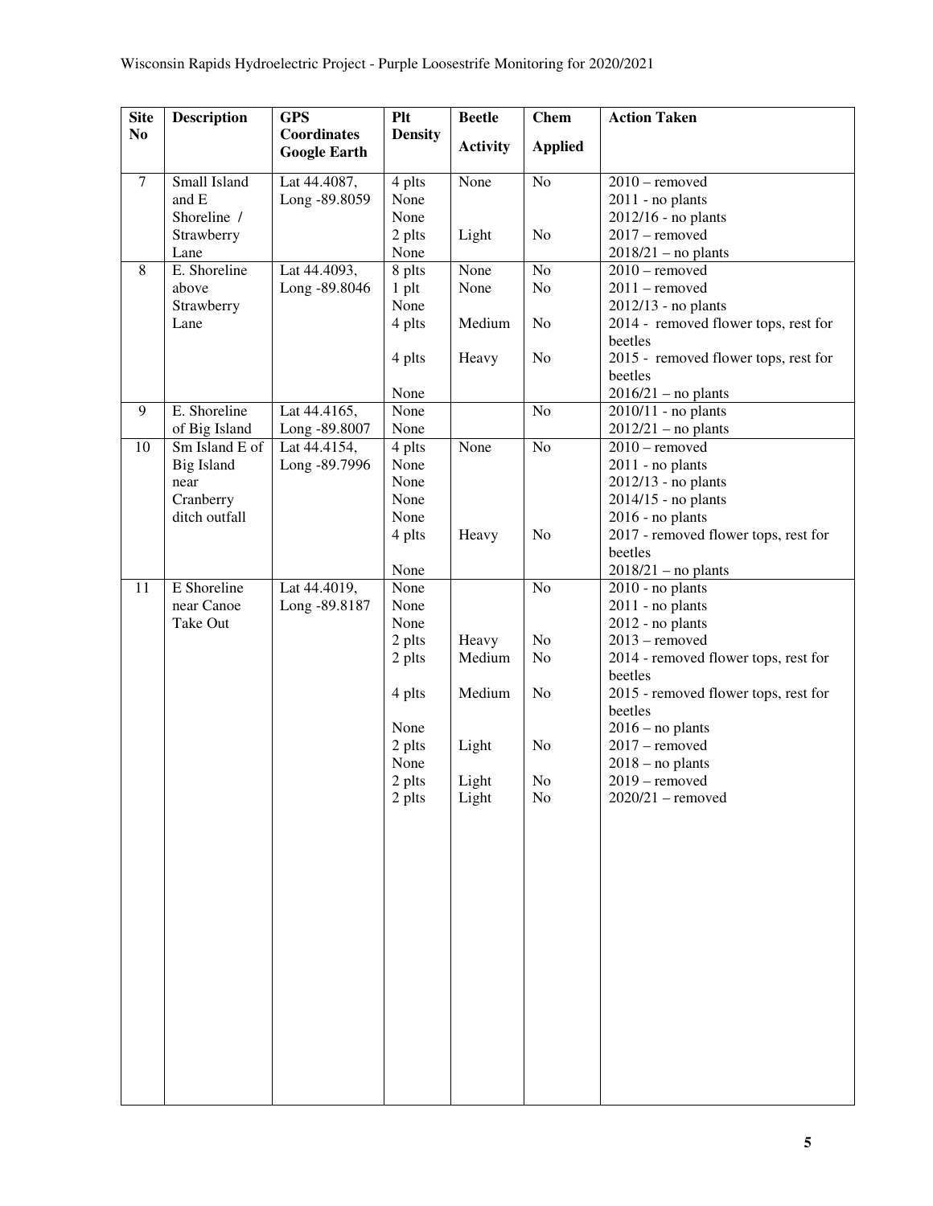| Site No | Description | GPS Coordinates Google Earth | Plt Density | Beetle Activity | Chem Applied | Action Taken |
|---|---|---|---|---|---|---|
| 7 | Small Island and E Shoreline / Strawberry Lane | Lat 44.4087, Long -89.8059 | 4 plts | None | No | 2010 – removed |
| | | | None | | | 2011 - no plants |
| | | | None | | | 2012/16 - no plants |
| | | | 2 plts | Light | No | 2017 – removed |
| | | | None | | | 2018/21 – no plants |
| 8 | E. Shoreline above Strawberry Lane | Lat 44.4093, Long -89.8046 | 8 plts | None | No | 2010 – removed |
| | | | 1 plt | None | No | 2011 – removed |
| | | | None | | | 2012/13 - no plants |
| | | | 4 plts | Medium | No | 2014 - removed flower tops, rest for beetles |
| | | | 4 plts | Heavy | No | 2015 - removed flower tops, rest for beetles |
| | | | None | | | 2016/21 – no plants |
| 9 | E. Shoreline of Big Island | Lat 44.4165, Long -89.8007 | None | | No | 2010/11 - no plants |
| | | | None | | | 2012/21 – no plants |
| 10 | Sm Island E of Big Island near Cranberry ditch outfall | Lat 44.4154, Long -89.7996 | 4 plts | None | No | 2010 – removed |
| | | | None | | | 2011 - no plants |
| | | | None | | | 2012/13 - no plants |
| | | | None | | | 2014/15 - no plants |
| | | | None | | | 2016 - no plants |
| | | | 4 plts | Heavy | No | 2017 - removed flower tops, rest for beetles |
| | | | None | | | 2018/21 – no plants |
| 11 | E Shoreline near Canoe Take Out | Lat 44.4019, Long -89.8187 | None | | No | 2010 - no plants |
| | | | None | | | 2011 - no plants |
| | | | None | | | 2012 - no plants |
| | | | 2 plts | Heavy | No | 2013 – removed |
| | | | 2 plts | Medium | No | 2014 - removed flower tops, rest for beetles |
| | | | 4 plts | Medium | No | 2015 - removed flower tops, rest for beetles |
| | | | None | | | 2016 – no plants |
| | | | 2 plts | Light | No | 2017 – removed |
| | | | None | | | 2018 – no plants |
| | | | 2 plts | Light | No | 2019 – removed |
| | | | 2 plts | Light | No | 2020/21 – removed |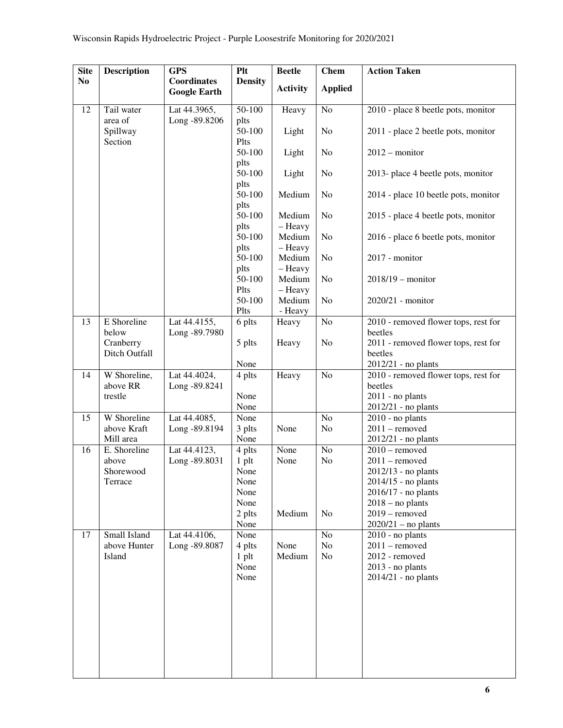| Site No | Description | GPS Coordinates Google Earth | Plt Density | Beetle Activity | Chem Applied | Action Taken |
|---|---|---|---|---|---|---|
| 12 | Tail water area of Spillway Section | Lat 44.3965, Long -89.8206 | 50-100 plts | Heavy | No | 2010 - place 8 beetle pots, monitor |
| | | | 50-100 Plts | Light | No | 2011 - place 2 beetle pots, monitor |
| | | | 50-100 plts | Light | No | 2012 – monitor |
| | | | 50-100 plts | Light | No | 2013- place 4 beetle pots, monitor |
| | | | 50-100 plts | Medium | No | 2014 - place 10 beetle pots, monitor |
| | | | 50-100 plts | Medium – Heavy | No | 2015 - place 4 beetle pots, monitor |
| | | | 50-100 plts | Medium – Heavy | No | 2016 - place 6 beetle pots, monitor |
| | | | 50-100 plts | Medium – Heavy | No | 2017 - monitor |
| | | | 50-100 Plts | Medium – Heavy | No | 2018/19 – monitor |
| | | | 50-100 Plts | Medium - Heavy | No | 2020/21 - monitor |
| 13 | E Shoreline below Cranberry Ditch Outfall | Lat 44.4155, Long -89.7980 | 6 plts | Heavy | No | 2010 - removed flower tops, rest for beetles |
| | | | 5 plts | Heavy | No | 2011 - removed flower tops, rest for beetles |
| | | | None | | | 2012/21 - no plants |
| 14 | W Shoreline, above RR trestle | Lat 44.4024, Long -89.8241 | 4 plts | Heavy | No | 2010 - removed flower tops, rest for beetles |
| | | | None | | | 2011 - no plants |
| | | | None | | | 2012/21 - no plants |
| 15 | W Shoreline above Kraft Mill area | Lat 44.4085, Long -89.8194 | None | | No | 2010 - no plants |
| | | | 3 plts | None | No | 2011 – removed |
| | | | None | | | 2012/21 - no plants |
| 16 | E. Shoreline above Shorewood Terrace | Lat 44.4123, Long -89.8031 | 4 plts | None | No | 2010 – removed |
| | | | 1 plt | None | No | 2011 – removed |
| | | | None | | | 2012/13 - no plants |
| | | | None | | | 2014/15 - no plants |
| | | | None | | | 2016/17 - no plants |
| | | | None | | | 2018 – no plants |
| | | | 2 plts | Medium | No | 2019 – removed |
| | | | None | | | 2020/21 – no plants |
| 17 | Small Island above Hunter Island | Lat 44.4106, Long -89.8087 | None | | No | 2010 - no plants |
| | | | 4 plts | None | No | 2011 – removed |
| | | | 1 plt | Medium | No | 2012 - removed |
| | | | None | | | 2013 - no plants |
| | | | None | | | 2014/21 - no plants |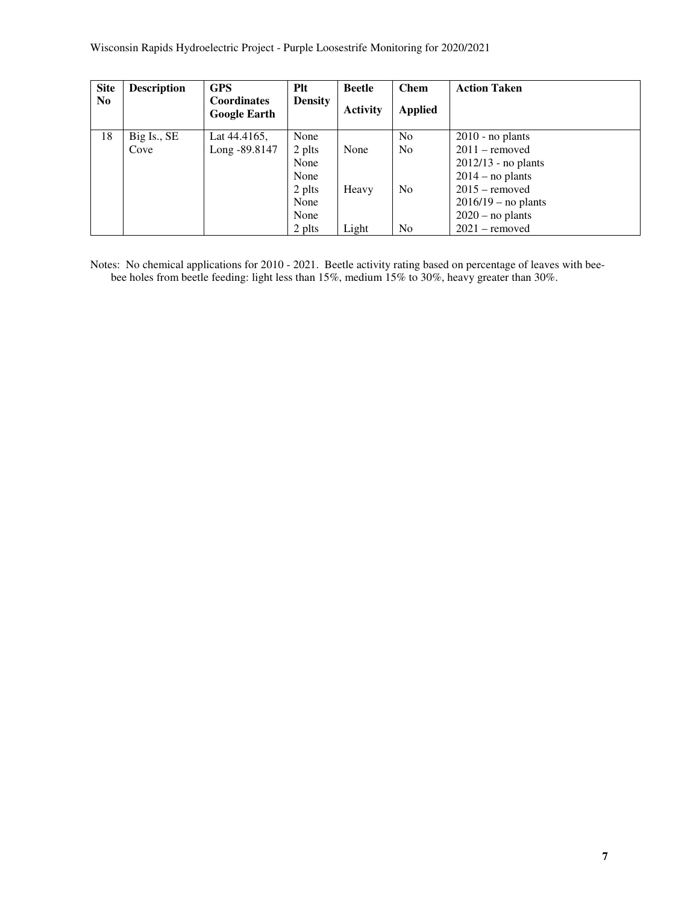| Site No | Description | GPS Coordinates Google Earth | Plt Density | Beetle Activity | Chem Applied | Action Taken |
|---|---|---|---|---|---|---|
| 18 | Big Is., SE Cove | Lat 44.4165, Long -89.8147 | None<br>2 plts<br>None<br>None<br>2 plts<br>None<br>None<br>2 plts | <br>None<br><br><br>Heavy<br><br><br>Light | No<br>No<br><br><br>No<br><br><br>No | 2010 - no plants<br>2011 – removed<br>2012/13 - no plants<br>2014 – no plants<br>2015 – removed<br>2016/19 – no plants<br>2020 – no plants<br>2021 – removed |

Notes: No chemical applications for 2010 - 2021. Beetle activity rating based on percentage of leaves with bee-bee holes from beetle feeding: light less than 15%, medium 15% to 30%, heavy greater than 30%.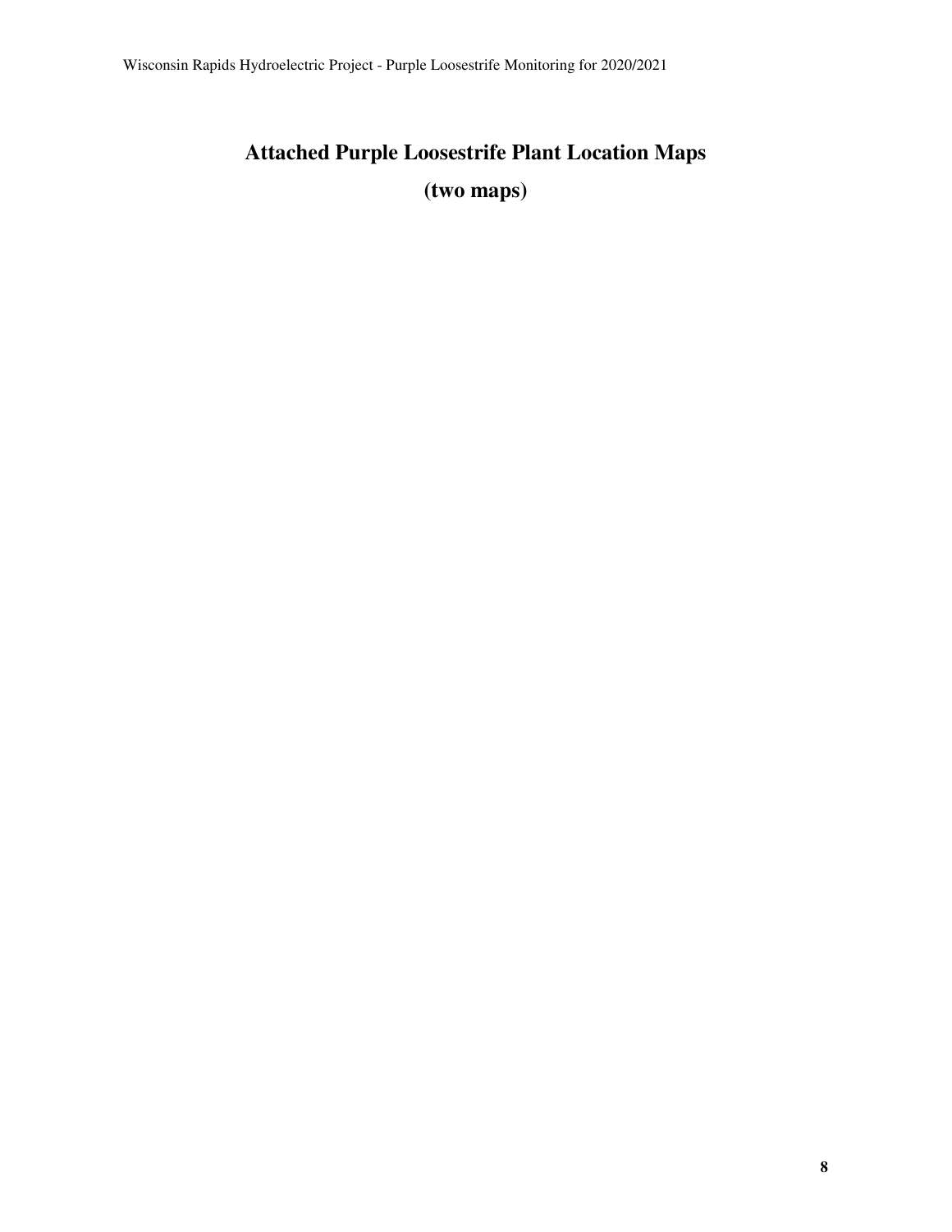# Attached Purple Loosestrife Plant Location Maps

## (two maps)